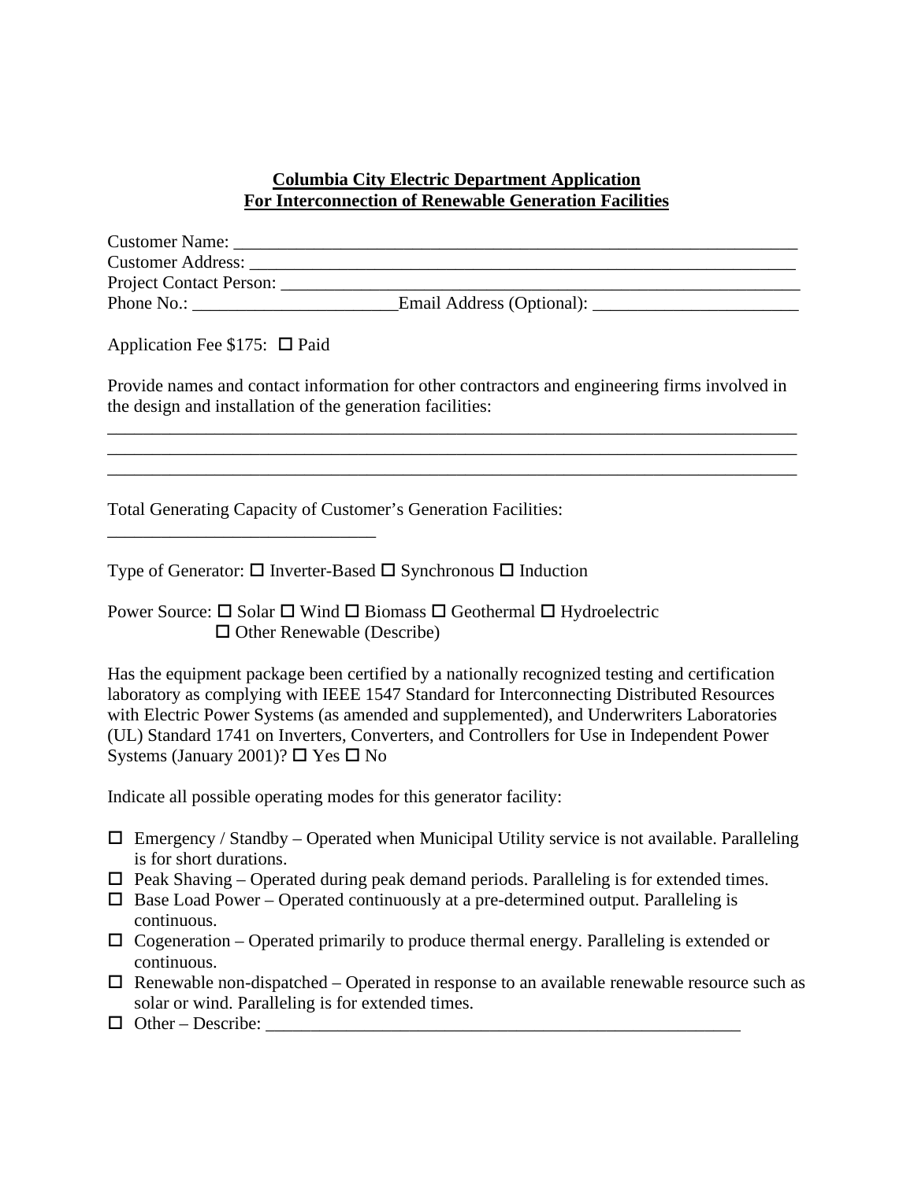**Columbia City Electric Department Application**
**For Interconnection of Renewable Generation Facilities**

Customer Name: ____________________________________________________________________
Customer Address: __________________________________________________________________
Project Contact Person: ______________________________________________________________
Phone No.: ________________________ Email Address (Optional): ________________________

Application Fee $175: ☐ Paid

Provide names and contact information for other contractors and engineering firms involved in the design and installation of the generation facilities:

_____________________________________________________________________________________
_____________________________________________________________________________________
_____________________________________________________________________________________

Total Generating Capacity of Customer's Generation Facilities:
______________________________

Type of Generator: ☐ Inverter-Based ☐ Synchronous ☐ Induction

Power Source: ☐ Solar ☐ Wind ☐ Biomass ☐ Geothermal ☐ Hydroelectric
☐ Other Renewable (Describe)

Has the equipment package been certified by a nationally recognized testing and certification laboratory as complying with IEEE 1547 Standard for Interconnecting Distributed Resources with Electric Power Systems (as amended and supplemented), and Underwriters Laboratories (UL) Standard 1741 on Inverters, Converters, and Controllers for Use in Independent Power Systems (January 2001)? ☐ Yes ☐ No

Indicate all possible operating modes for this generator facility:

- ☐ Emergency / Standby – Operated when Municipal Utility service is not available. Paralleling is for short durations.
- ☐ Peak Shaving – Operated during peak demand periods. Paralleling is for extended times.
- ☐ Base Load Power – Operated continuously at a pre-determined output. Paralleling is continuous.
- ☐ Cogeneration – Operated primarily to produce thermal energy. Paralleling is extended or continuous.
- ☐ Renewable non-dispatched – Operated in response to an available renewable resource such as solar or wind. Paralleling is for extended times.
- ☐ Other – Describe: ________________________________________________________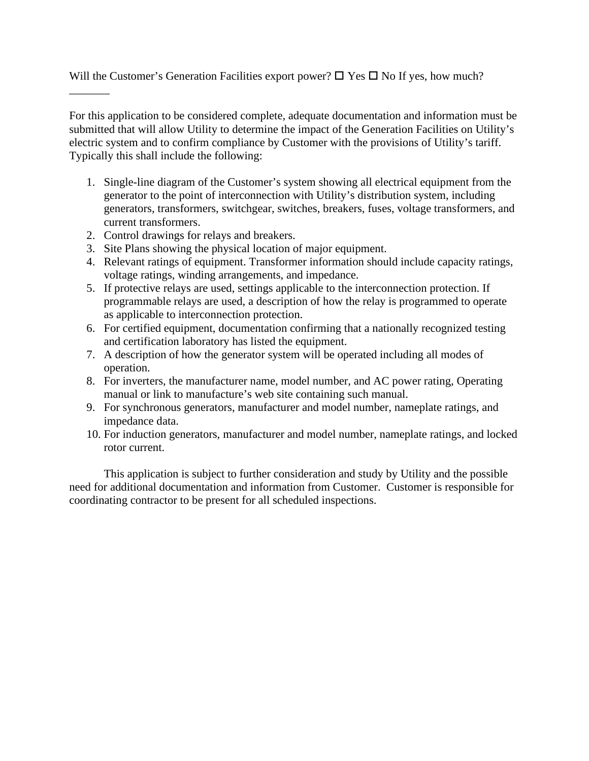Will the Customer's Generation Facilities export power? ☐ Yes ☐ No If yes, how much? _______

For this application to be considered complete, adequate documentation and information must be submitted that will allow Utility to determine the impact of the Generation Facilities on Utility's electric system and to confirm compliance by Customer with the provisions of Utility's tariff. Typically this shall include the following:

1. Single-line diagram of the Customer's system showing all electrical equipment from the generator to the point of interconnection with Utility's distribution system, including generators, transformers, switchgear, switches, breakers, fuses, voltage transformers, and current transformers.
2. Control drawings for relays and breakers.
3. Site Plans showing the physical location of major equipment.
4. Relevant ratings of equipment. Transformer information should include capacity ratings, voltage ratings, winding arrangements, and impedance.
5. If protective relays are used, settings applicable to the interconnection protection. If programmable relays are used, a description of how the relay is programmed to operate as applicable to interconnection protection.
6. For certified equipment, documentation confirming that a nationally recognized testing and certification laboratory has listed the equipment.
7. A description of how the generator system will be operated including all modes of operation.
8. For inverters, the manufacturer name, model number, and AC power rating, Operating manual or link to manufacture's web site containing such manual.
9. For synchronous generators, manufacturer and model number, nameplate ratings, and impedance data.
10. For induction generators, manufacturer and model number, nameplate ratings, and locked rotor current.

This application is subject to further consideration and study by Utility and the possible need for additional documentation and information from Customer. Customer is responsible for coordinating contractor to be present for all scheduled inspections.